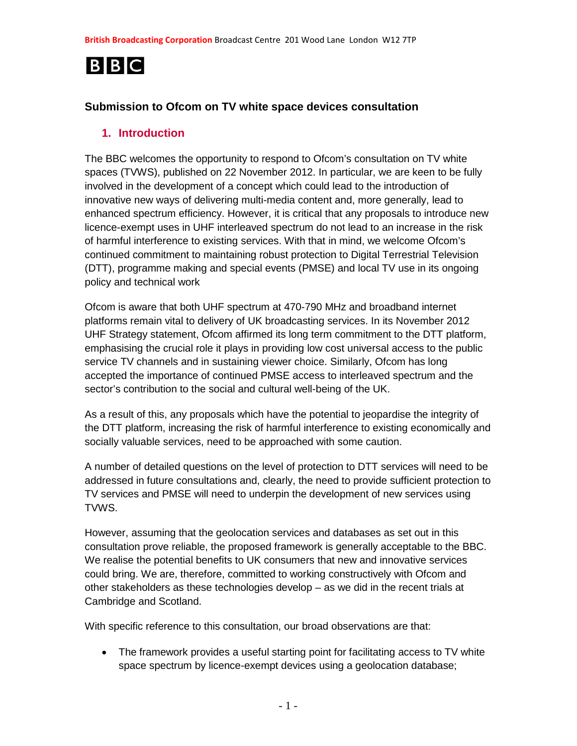**British Broadcasting Corporation** Broadcast Centre 201 Wood Lane London W12 7TP

BBC

### Submission to Ofcom on TV white space devices consultation

## 1. Introduction

The BBC welcomes the opportunity to respond to Ofcom's consultation on TV white spaces (TVWS), published on 22 November 2012. In particular, we are keen to be fully involved in the development of a concept which could lead to the introduction of innovative new ways of delivering multi-media content and, more generally, lead to enhanced spectrum efficiency. However, it is critical that any proposals to introduce new licence-exempt uses in UHF interleaved spectrum do not lead to an increase in the risk of harmful interference to existing services. With that in mind, we welcome Ofcom's continued commitment to maintaining robust protection to Digital Terrestrial Television (DTT), programme making and special events (PMSE) and local TV use in its ongoing policy and technical work

Ofcom is aware that both UHF spectrum at 470-790 MHz and broadband internet platforms remain vital to delivery of UK broadcasting services. In its November 2012 UHF Strategy statement, Ofcom affirmed its long term commitment to the DTT platform, emphasising the crucial role it plays in providing low cost universal access to the public service TV channels and in sustaining viewer choice. Similarly, Ofcom has long accepted the importance of continued PMSE access to interleaved spectrum and the sector's contribution to the social and cultural well-being of the UK.

As a result of this, any proposals which have the potential to jeopardise the integrity of the DTT platform, increasing the risk of harmful interference to existing economically and socially valuable services, need to be approached with some caution.

A number of detailed questions on the level of protection to DTT services will need to be addressed in future consultations and, clearly, the need to provide sufficient protection to TV services and PMSE will need to underpin the development of new services using TVWS.

However, assuming that the geolocation services and databases as set out in this consultation prove reliable, the proposed framework is generally acceptable to the BBC. We realise the potential benefits to UK consumers that new and innovative services could bring. We are, therefore, committed to working constructively with Ofcom and other stakeholders as these technologies develop – as we did in the recent trials at Cambridge and Scotland.

With specific reference to this consultation, our broad observations are that:

- The framework provides a useful starting point for facilitating access to TV white space spectrum by licence-exempt devices using a geolocation database;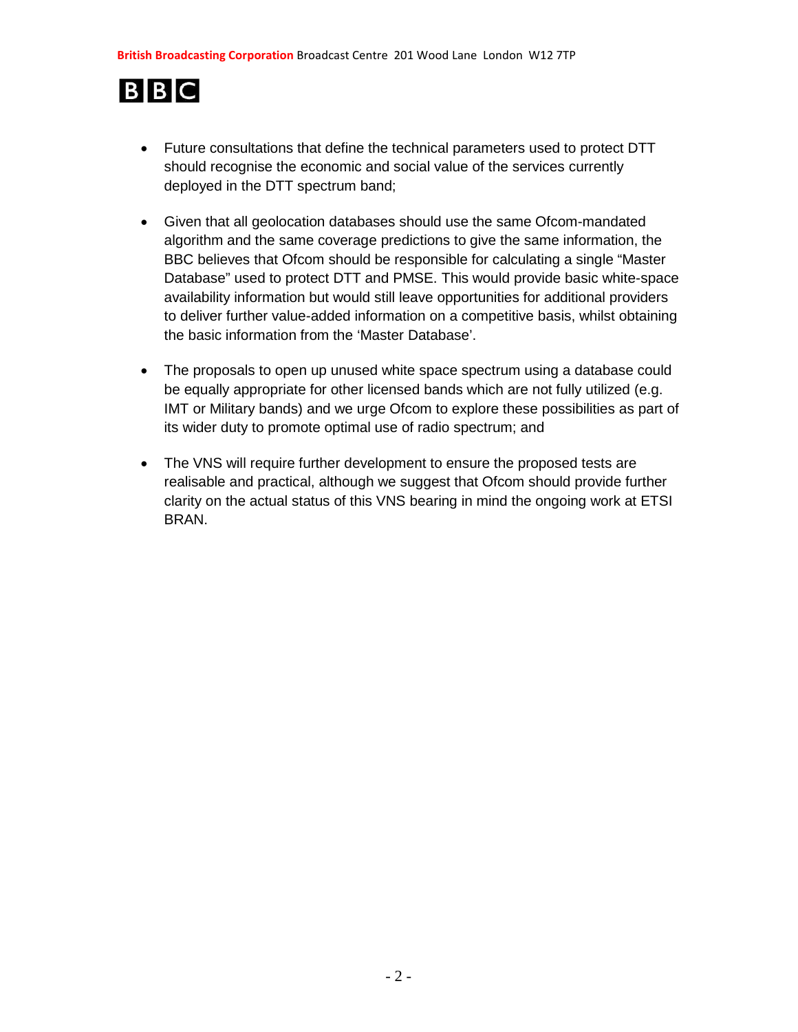- Future consultations that define the technical parameters used to protect DTT should recognise the economic and social value of the services currently deployed in the DTT spectrum band;

- Given that all geolocation databases should use the same Ofcom-mandated algorithm and the same coverage predictions to give the same information, the BBC believes that Ofcom should be responsible for calculating a single "Master Database" used to protect DTT and PMSE. This would provide basic white-space availability information but would still leave opportunities for additional providers to deliver further value-added information on a competitive basis, whilst obtaining the basic information from the 'Master Database'.

- The proposals to open up unused white space spectrum using a database could be equally appropriate for other licensed bands which are not fully utilized (e.g. IMT or Military bands) and we urge Ofcom to explore these possibilities as part of its wider duty to promote optimal use of radio spectrum; and

- The VNS will require further development to ensure the proposed tests are realisable and practical, although we suggest that Ofcom should provide further clarity on the actual status of this VNS bearing in mind the ongoing work at ETSI BRAN.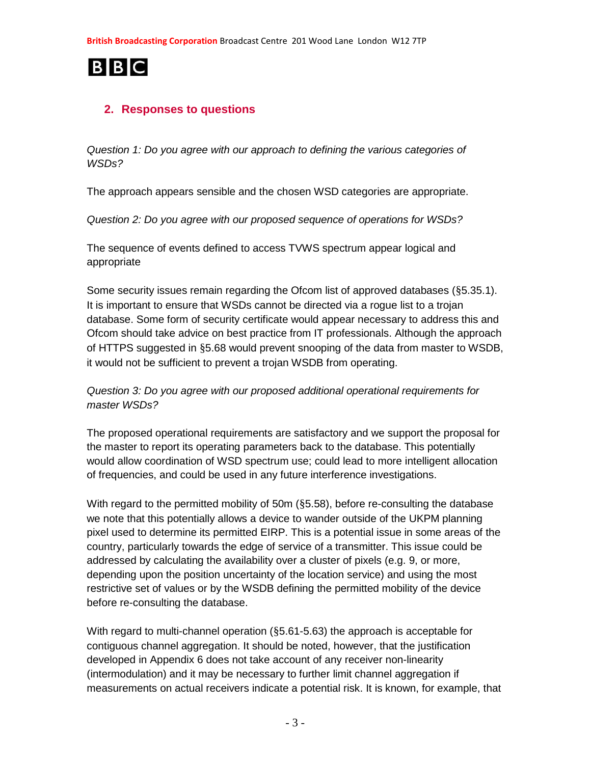## 2. Responses to questions

*Question 1: Do you agree with our approach to defining the various categories of WSDs?*

The approach appears sensible and the chosen WSD categories are appropriate.

*Question 2: Do you agree with our proposed sequence of operations for WSDs?*

The sequence of events defined to access TVWS spectrum appear logical and appropriate

Some security issues remain regarding the Ofcom list of approved databases (§5.35.1). It is important to ensure that WSDs cannot be directed via a rogue list to a trojan database. Some form of security certificate would appear necessary to address this and Ofcom should take advice on best practice from IT professionals. Although the approach of HTTPS suggested in §5.68 would prevent snooping of the data from master to WSDB, it would not be sufficient to prevent a trojan WSDB from operating.

*Question 3: Do you agree with our proposed additional operational requirements for master WSDs?*

The proposed operational requirements are satisfactory and we support the proposal for the master to report its operating parameters back to the database. This potentially would allow coordination of WSD spectrum use; could lead to more intelligent allocation of frequencies, and could be used in any future interference investigations.

With regard to the permitted mobility of 50m (§5.58), before re-consulting the database we note that this potentially allows a device to wander outside of the UKPM planning pixel used to determine its permitted EIRP. This is a potential issue in some areas of the country, particularly towards the edge of service of a transmitter. This issue could be addressed by calculating the availability over a cluster of pixels (e.g. 9, or more, depending upon the position uncertainty of the location service) and using the most restrictive set of values or by the WSDB defining the permitted mobility of the device before re-consulting the database.

With regard to multi-channel operation (§5.61-5.63) the approach is acceptable for contiguous channel aggregation. It should be noted, however, that the justification developed in Appendix 6 does not take account of any receiver non-linearity (intermodulation) and it may be necessary to further limit channel aggregation if measurements on actual receivers indicate a potential risk. It is known, for example, that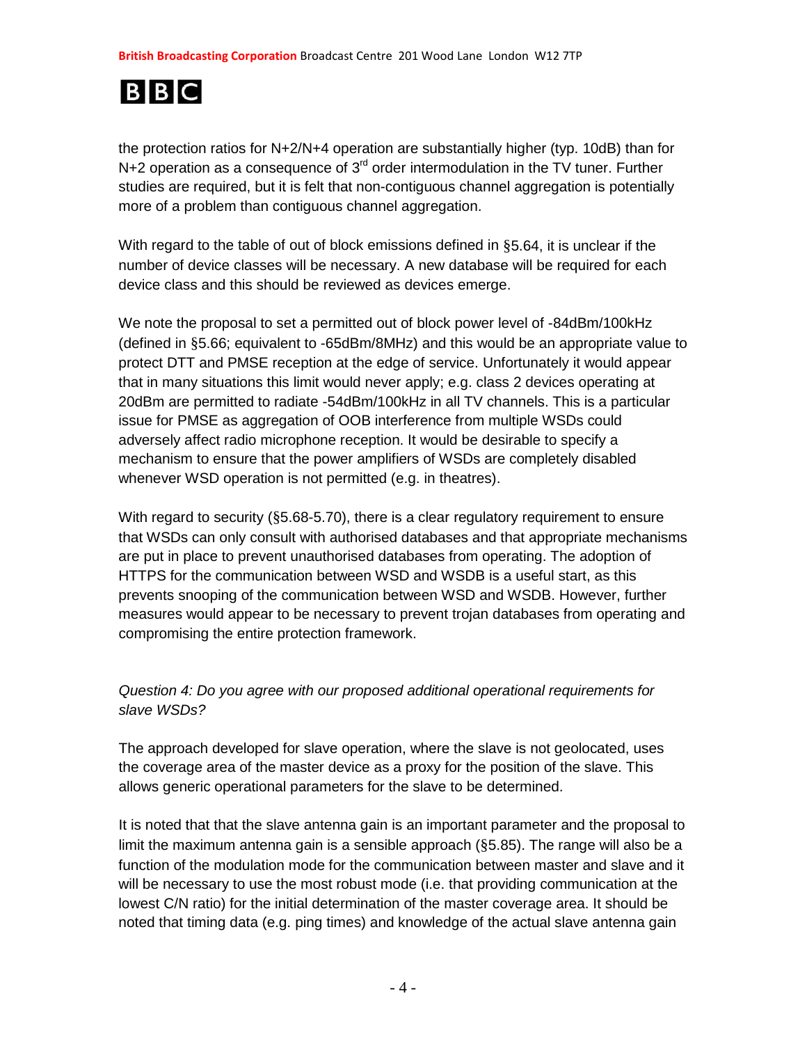the protection ratios for N+2/N+4 operation are substantially higher (typ. 10dB) than for N+2 operation as a consequence of 3rd order intermodulation in the TV tuner. Further studies are required, but it is felt that non-contiguous channel aggregation is potentially more of a problem than contiguous channel aggregation.

With regard to the table of out of block emissions defined in §5.64, it is unclear if the number of device classes will be necessary. A new database will be required for each device class and this should be reviewed as devices emerge.

We note the proposal to set a permitted out of block power level of -84dBm/100kHz (defined in §5.66; equivalent to -65dBm/8MHz) and this would be an appropriate value to protect DTT and PMSE reception at the edge of service. Unfortunately it would appear that in many situations this limit would never apply; e.g. class 2 devices operating at 20dBm are permitted to radiate -54dBm/100kHz in all TV channels. This is a particular issue for PMSE as aggregation of OOB interference from multiple WSDs could adversely affect radio microphone reception. It would be desirable to specify a mechanism to ensure that the power amplifiers of WSDs are completely disabled whenever WSD operation is not permitted (e.g. in theatres).

With regard to security (§5.68-5.70), there is a clear regulatory requirement to ensure that WSDs can only consult with authorised databases and that appropriate mechanisms are put in place to prevent unauthorised databases from operating. The adoption of HTTPS for the communication between WSD and WSDB is a useful start, as this prevents snooping of the communication between WSD and WSDB. However, further measures would appear to be necessary to prevent trojan databases from operating and compromising the entire protection framework.

*Question 4: Do you agree with our proposed additional operational requirements for slave WSDs?*

The approach developed for slave operation, where the slave is not geolocated, uses the coverage area of the master device as a proxy for the position of the slave. This allows generic operational parameters for the slave to be determined.

It is noted that that the slave antenna gain is an important parameter and the proposal to limit the maximum antenna gain is a sensible approach (§5.85). The range will also be a function of the modulation mode for the communication between master and slave and it will be necessary to use the most robust mode (i.e. that providing communication at the lowest C/N ratio) for the initial determination of the master coverage area. It should be noted that timing data (e.g. ping times) and knowledge of the actual slave antenna gain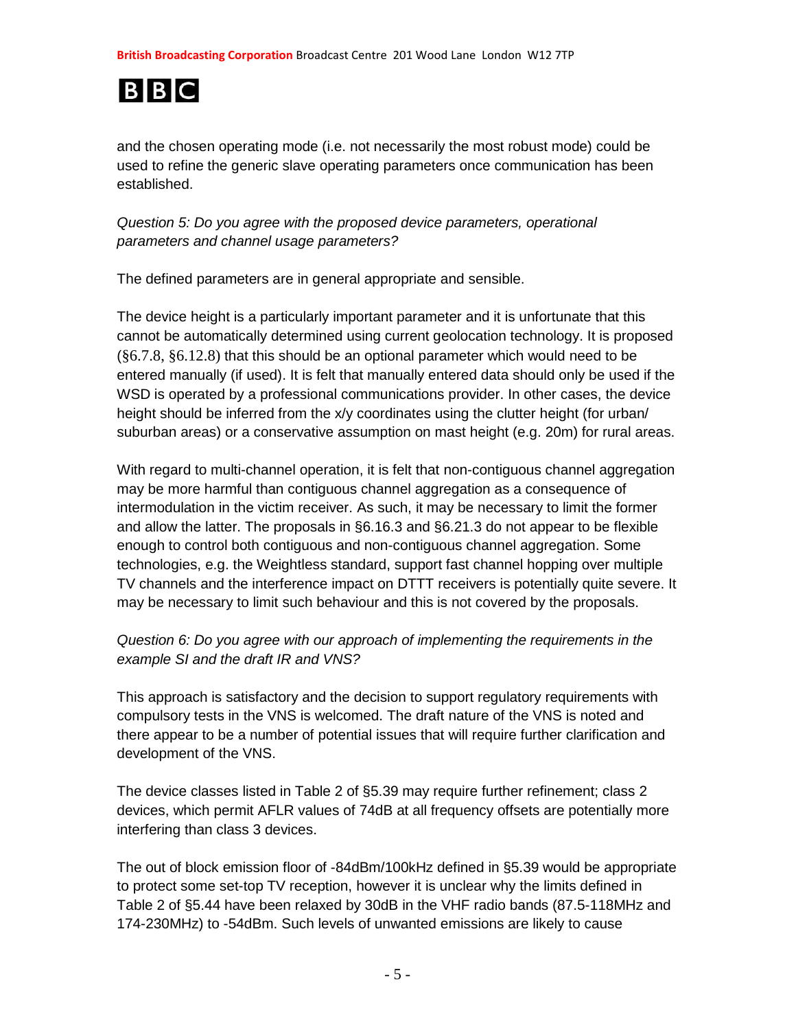and the chosen operating mode (i.e. not necessarily the most robust mode) could be used to refine the generic slave operating parameters once communication has been established.

*Question 5: Do you agree with the proposed device parameters, operational parameters and channel usage parameters?*

The defined parameters are in general appropriate and sensible.

The device height is a particularly important parameter and it is unfortunate that this cannot be automatically determined using current geolocation technology. It is proposed (§6.7.8, §6.12.8) that this should be an optional parameter which would need to be entered manually (if used). It is felt that manually entered data should only be used if the WSD is operated by a professional communications provider. In other cases, the device height should be inferred from the x/y coordinates using the clutter height (for urban/ suburban areas) or a conservative assumption on mast height (e.g. 20m) for rural areas.

With regard to multi-channel operation, it is felt that non-contiguous channel aggregation may be more harmful than contiguous channel aggregation as a consequence of intermodulation in the victim receiver. As such, it may be necessary to limit the former and allow the latter. The proposals in §6.16.3 and §6.21.3 do not appear to be flexible enough to control both contiguous and non-contiguous channel aggregation. Some technologies, e.g. the Weightless standard, support fast channel hopping over multiple TV channels and the interference impact on DTTT receivers is potentially quite severe. It may be necessary to limit such behaviour and this is not covered by the proposals.

*Question 6: Do you agree with our approach of implementing the requirements in the example SI and the draft IR and VNS?*

This approach is satisfactory and the decision to support regulatory requirements with compulsory tests in the VNS is welcomed. The draft nature of the VNS is noted and there appear to be a number of potential issues that will require further clarification and development of the VNS.

The device classes listed in Table 2 of §5.39 may require further refinement; class 2 devices, which permit AFLR values of 74dB at all frequency offsets are potentially more interfering than class 3 devices.

The out of block emission floor of -84dBm/100kHz defined in §5.39 would be appropriate to protect some set-top TV reception, however it is unclear why the limits defined in Table 2 of §5.44 have been relaxed by 30dB in the VHF radio bands (87.5-118MHz and 174-230MHz) to -54dBm. Such levels of unwanted emissions are likely to cause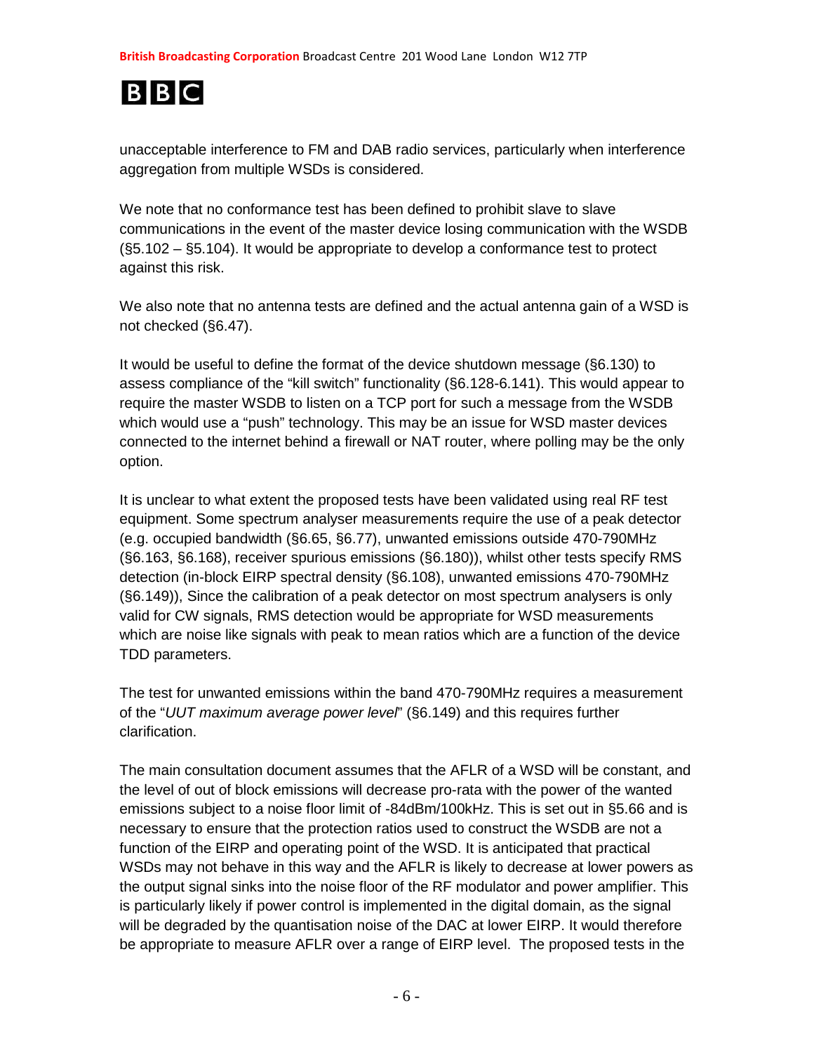unacceptable interference to FM and DAB radio services, particularly when interference aggregation from multiple WSDs is considered.

We note that no conformance test has been defined to prohibit slave to slave communications in the event of the master device losing communication with the WSDB (§5.102 – §5.104). It would be appropriate to develop a conformance test to protect against this risk.

We also note that no antenna tests are defined and the actual antenna gain of a WSD is not checked (§6.47).

It would be useful to define the format of the device shutdown message (§6.130) to assess compliance of the "kill switch" functionality (§6.128-6.141). This would appear to require the master WSDB to listen on a TCP port for such a message from the WSDB which would use a "push" technology. This may be an issue for WSD master devices connected to the internet behind a firewall or NAT router, where polling may be the only option.

It is unclear to what extent the proposed tests have been validated using real RF test equipment. Some spectrum analyser measurements require the use of a peak detector (e.g. occupied bandwidth (§6.65, §6.77), unwanted emissions outside 470-790MHz (§6.163, §6.168), receiver spurious emissions (§6.180)), whilst other tests specify RMS detection (in-block EIRP spectral density (§6.108), unwanted emissions 470-790MHz (§6.149)), Since the calibration of a peak detector on most spectrum analysers is only valid for CW signals, RMS detection would be appropriate for WSD measurements which are noise like signals with peak to mean ratios which are a function of the device TDD parameters.

The test for unwanted emissions within the band 470-790MHz requires a measurement of the "*UUT maximum average power level*" (§6.149) and this requires further clarification.

The main consultation document assumes that the AFLR of a WSD will be constant, and the level of out of block emissions will decrease pro-rata with the power of the wanted emissions subject to a noise floor limit of -84dBm/100kHz. This is set out in §5.66 and is necessary to ensure that the protection ratios used to construct the WSDB are not a function of the EIRP and operating point of the WSD. It is anticipated that practical WSDs may not behave in this way and the AFLR is likely to decrease at lower powers as the output signal sinks into the noise floor of the RF modulator and power amplifier. This is particularly likely if power control is implemented in the digital domain, as the signal will be degraded by the quantisation noise of the DAC at lower EIRP. It would therefore be appropriate to measure AFLR over a range of EIRP level. The proposed tests in the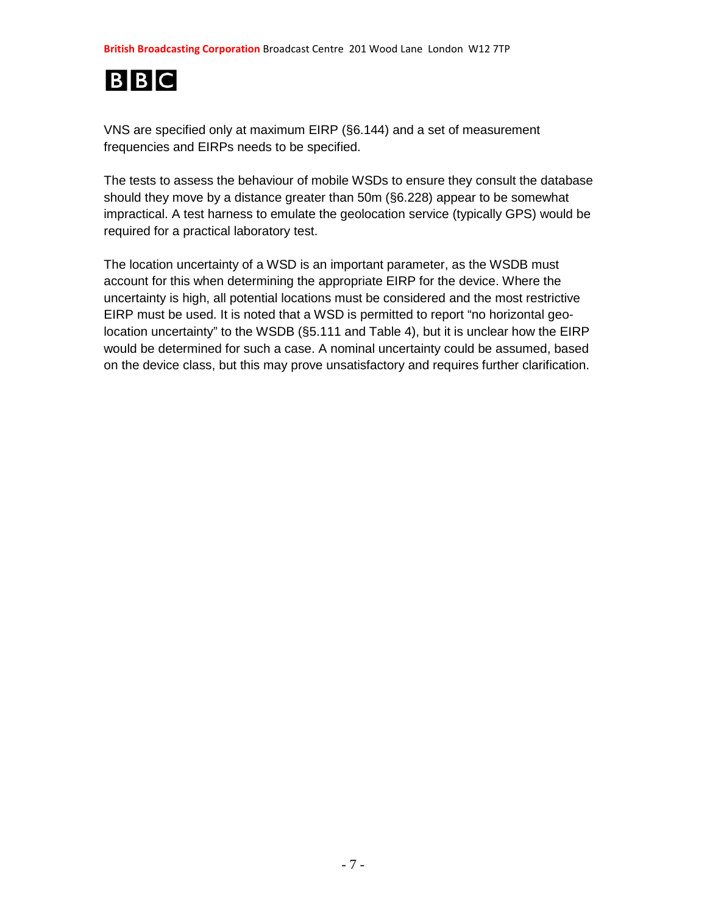VNS are specified only at maximum EIRP (§6.144) and a set of measurement frequencies and EIRPs needs to be specified.

The tests to assess the behaviour of mobile WSDs to ensure they consult the database should they move by a distance greater than 50m (§6.228) appear to be somewhat impractical. A test harness to emulate the geolocation service (typically GPS) would be required for a practical laboratory test.

The location uncertainty of a WSD is an important parameter, as the WSDB must account for this when determining the appropriate EIRP for the device. Where the uncertainty is high, all potential locations must be considered and the most restrictive EIRP must be used. It is noted that a WSD is permitted to report "no horizontal geo-location uncertainty" to the WSDB (§5.111 and Table 4), but it is unclear how the EIRP would be determined for such a case. A nominal uncertainty could be assumed, based on the device class, but this may prove unsatisfactory and requires further clarification.